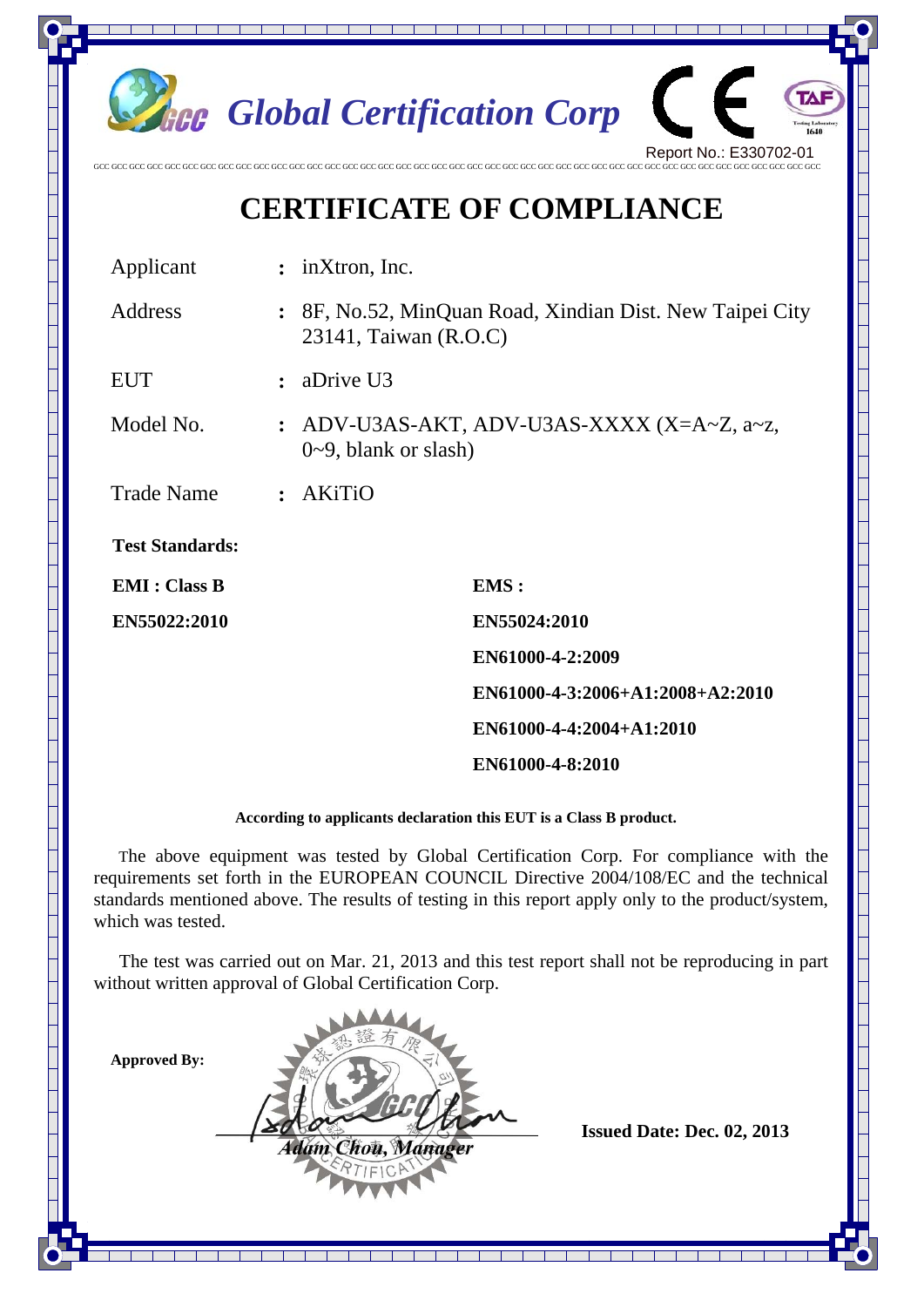# Global Certification Corp

Report No.: E330702-01

## CERTIFICATE OF COMPLIANCE

| | | |
|---|---|---|
| Applicant | : | inXtron, Inc. |
| Address | : | 8F, No.52, MinQuan Road, Xindian Dist. New Taipei City 23141, Taiwan (R.O.C) |
| EUT | : | aDrive U3 |
| Model No. | : | ADV-U3AS-AKT, ADV-U3AS-XXXX (X=A~Z, a~z, 0~9, blank or slash) |
| Trade Name | : | AKiTiO |

**Test Standards:**

| | |
|---|---|
| **EMI : Class B** | **EMS :** |
| **EN55022:2010** | **EN55024:2010** |
| | **EN61000-4-2:2009** |
| | **EN61000-4-3:2006+A1:2008+A2:2010** |
| | **EN61000-4-4:2004+A1:2010** |
| | **EN61000-4-8:2010** |

**According to applicants declaration this EUT is a Class B product.**

The above equipment was tested by Global Certification Corp. For compliance with the requirements set forth in the EUROPEAN COUNCIL Directive 2004/108/EC and the technical standards mentioned above. The results of testing in this report apply only to the product/system, which was tested.

The test was carried out on Mar. 21, 2013 and this test report shall not be reproducing in part without written approval of Global Certification Corp.

**Approved By:**

Adam Chou, Manager

**Issued Date: Dec. 02, 2013**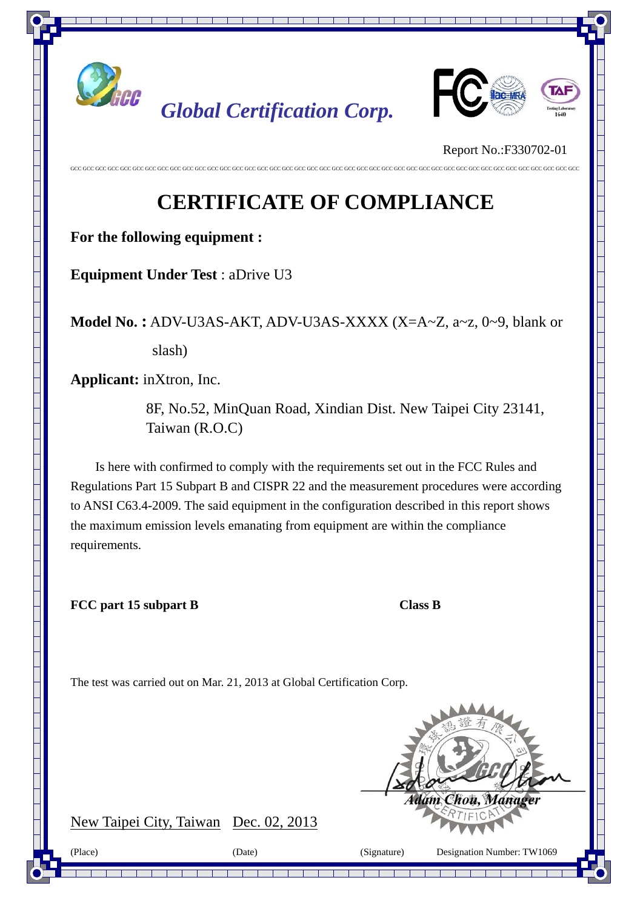*Global Certification Corp.*

Report No.:F330702-01

# CERTIFICATE OF COMPLIANCE

**For the following equipment :**

**Equipment Under Test** : aDrive U3

**Model No. :** ADV-U3AS-AKT, ADV-U3AS-XXXX (X=A~Z, a~z, 0~9, blank or slash)

**Applicant:** inXtron, Inc.

8F, No.52, MinQuan Road, Xindian Dist. New Taipei City 23141, Taiwan (R.O.C)

Is here with confirmed to comply with the requirements set out in the FCC Rules and Regulations Part 15 Subpart B and CISPR 22 and the measurement procedures were according to ANSI C63.4-2009. The said equipment in the configuration described in this report shows the maximum emission levels emanating from equipment are within the compliance requirements.

**FCC part 15 subpart B** **Class B**

The test was carried out on Mar. 21, 2013 at Global Certification Corp.

*Adam Chou, Manager*

New Taipei City, Taiwan Dec. 02, 2013

(Place) (Date) (Signature) Designation Number: TW1069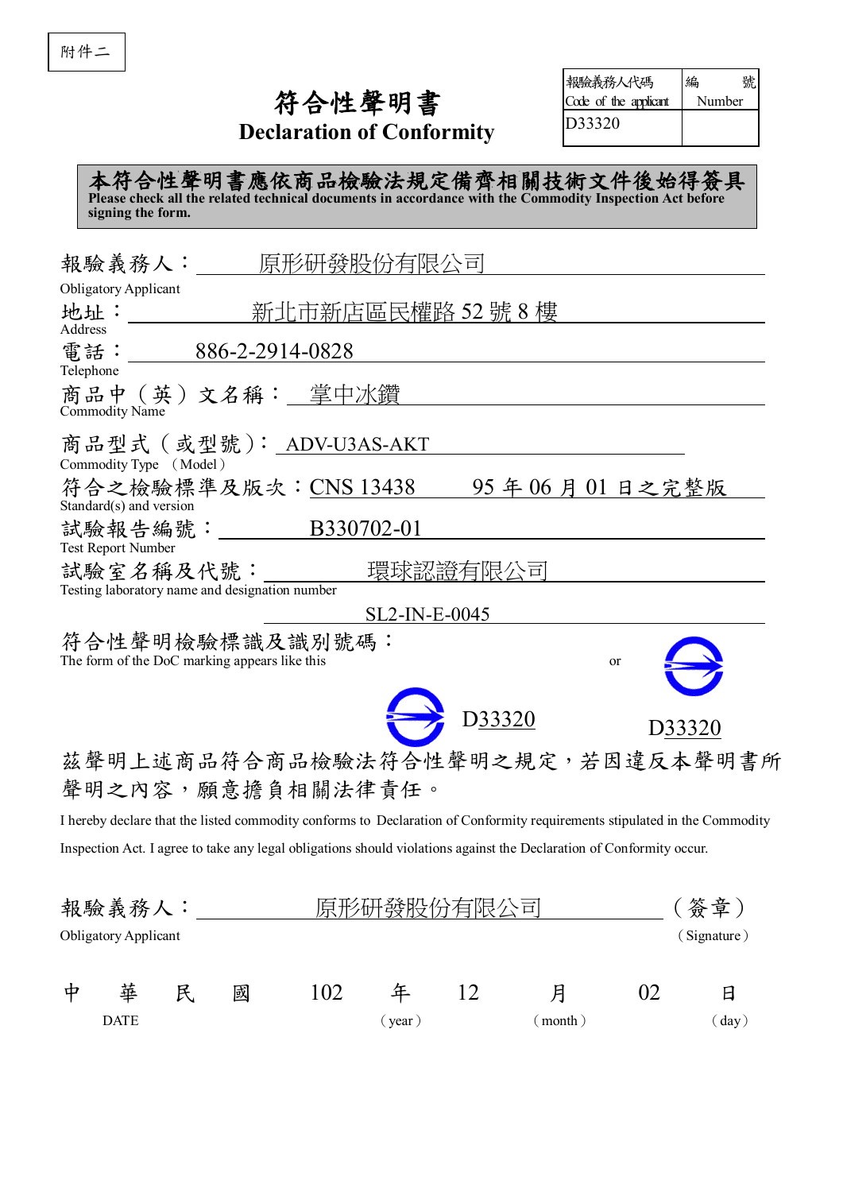附件二

# 符合性聲明書

## Declaration of Conformity

| 報驗義務人代碼 Code of the applicant | 編　號 Number |
|---|---|
| D33320 | |

**本符合性聲明書應依商品檢驗法規定備齊相關技術文件後始得簽具**
**Please check all the related technical documents in accordance with the Commodity Inspection Act before signing the form.**

報驗義務人：原形研發股份有限公司
Obligatory Applicant

地址：新北市新店區民權路 52 號 8 樓
Address

電話：886-2-2914-0828
Telephone

商品中（英）文名稱：掌中冰鑽
Commodity Name

商品型式（或型號）：ADV-U3AS-AKT
Commodity Type （Model）

符合之檢驗標準及版次：CNS 13438　　95 年 06 月 01 日之完整版
Standard(s) and version

試驗報告編號：B330702-01
Test Report Number

試驗室名稱及代號：環球認證有限公司
Testing laboratory name and designation number

SL2-IN-E-0045

符合性聲明檢驗標識及識別號碼：
The form of the DoC marking appears like this

D33320　　or　　D33320

茲聲明上述商品符合商品檢驗法符合性聲明之規定，若因違反本聲明書所聲明之內容，願意擔負相關法律責任。

I hereby declare that the listed commodity conforms to Declaration of Conformity requirements stipulated in the Commodity Inspection Act. I agree to take any legal obligations should violations against the Declaration of Conformity occur.

報驗義務人：原形研發股份有限公司　（簽章）
Obligatory Applicant　（Signature）

中　華　民　國　102　年　12　月　02　日
DATE　（year）　（month）　（day）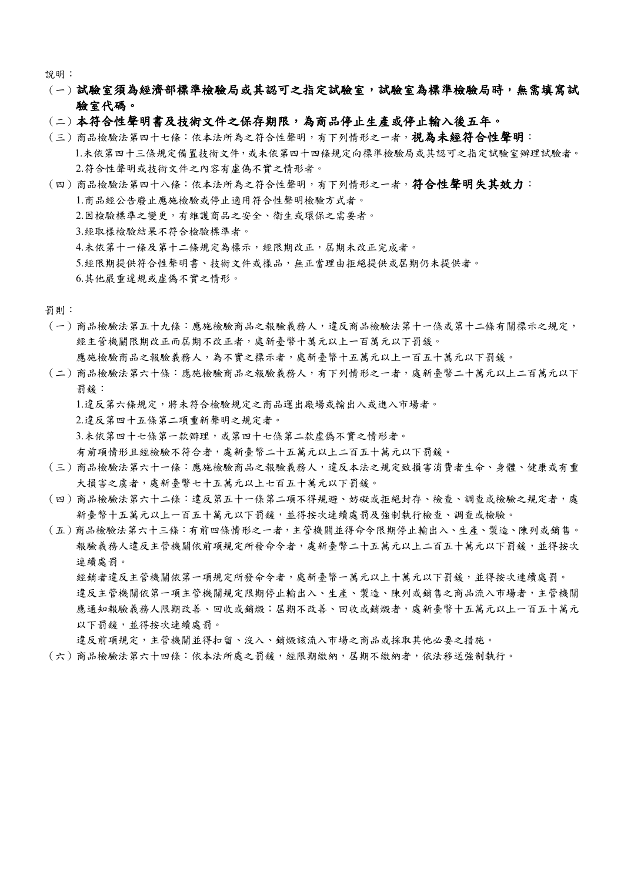說明：

（一）**試驗室須為經濟部標準檢驗局或其認可之指定試驗室，試驗室為標準檢驗局時，無需填寫試驗室代碼。**

（二）**本符合性聲明書及技術文件之保存期限，為商品停止生產或停止輸入後五年。**

（三）商品檢驗法第四十七條：依本法所為之符合性聲明，有下列情形之一者，**視為未經符合性聲明**：

1.未依第四十三條規定備置技術文件，或未依第四十四條規定向標準檢驗局或其認可之指定試驗室辦理試驗者。

2.符合性聲明或技術文件之內容有虛偽不實之情形者。

（四）商品檢驗法第四十八條：依本法所為之符合性聲明，有下列情形之一者，**符合性聲明失其效力**：

1.商品經公告廢止應施檢驗或停止適用符合性聲明檢驗方式者。

2.因檢驗標準之變更，有維護商品之安全、衛生或環保之需要者。

3.經取樣檢驗結果不符合檢驗標準者。

4.未依第十一條及第十二條規定為標示，經限期改正，屆期未改正完成者。

5.經限期提供符合性聲明書、技術文件或樣品，無正當理由拒絕提供或屆期仍未提供者。

6.其他嚴重違規或虛偽不實之情形。

罰則：

（一）商品檢驗法第五十九條：應施檢驗商品之報驗義務人，違反商品檢驗法第十一條或第十二條有關標示之規定，經主管機關限期改正而屆期不改正者，處新臺幣十萬元以上一百萬元以下罰鍰。

應施檢驗商品之報驗義務人，為不實之標示者，處新臺幣十五萬元以上一百五十萬元以下罰鍰。

（二）商品檢驗法第六十條：應施檢驗商品之報驗義務人，有下列情形之一者，處新臺幣二十萬元以上二百萬元以下罰鍰：

1.違反第六條規定，將未符合檢驗規定之商品運出廠場或輸出入或進入市場者。

2.違反第四十五條第二項重新聲明之規定者。

3.未依第四十七條第一款辦理，或第四十七條第二款虛偽不實之情形者。

有前項情形且經檢驗不符合者，處新臺幣二十五萬元以上二百五十萬元以下罰鍰。

（三）商品檢驗法第六十一條：應施檢驗商品之報驗義務人，違反本法之規定致損害消費者生命、身體、健康或有重大損害之虞者，處新臺幣七十五萬元以上七百五十萬元以下罰鍰。

（四）商品檢驗法第六十二條：違反第五十一條第二項不得規避、妨礙或拒絕封存、檢查、調查或檢驗之規定者，處新臺幣十五萬元以上一百五十萬元以下罰鍰，並得按次連續處罰及強制執行檢查、調查或檢驗。

（五）商品檢驗法第六十三條：有前四條情形之一者，主管機關並得命令限期停止輸出入、生產、製造、陳列或銷售。報驗義務人違反主管機關依前項規定所發命令者，處新臺幣二十五萬元以上二百五十萬元以下罰鍰，並得按次連續處罰。

經銷者違反主管機關依第一項規定所發命令者，處新臺幣一萬元以上十萬元以下罰鍰，並得按次連續處罰。

違反主管機關依第一項主管機關規定限期停止輸出入、生產、製造、陳列或銷售之商品流入市場者，主管機關應通知報驗義務人限期改善、回收或銷燬；屆期不改善、回收或銷燬者，處新臺幣十五萬元以上一百五十萬元以下罰鍰，並得按次連續處罰。

違反前項規定，主管機關並得扣留、沒入、銷燬該流入市場之商品或採取其他必要之措施。

（六）商品檢驗法第六十四條：依本法所處之罰鍰，經限期繳納，屆期不繳納者，依法移送強制執行。